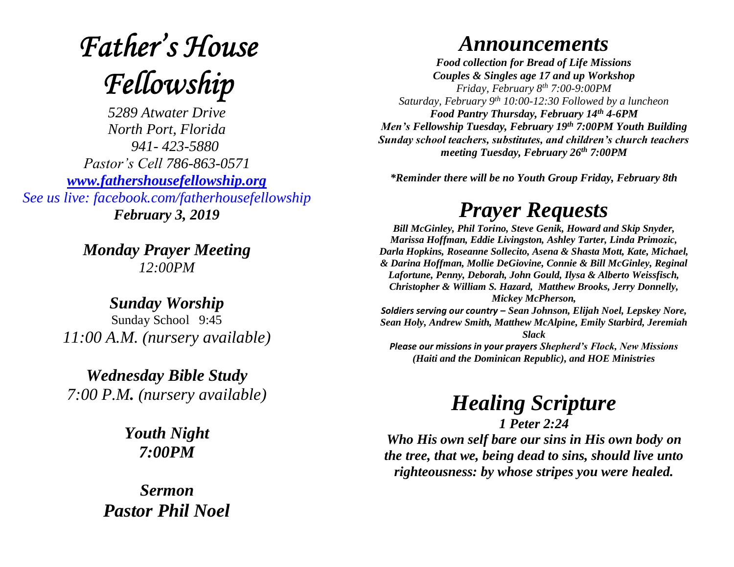# *Father's House Fellowship*

*5289 Atwater Drive*
*North Port, Florida*
*941- 423-5880*
*Pastor's Cell 786-863-0571*
*[www.fathershousefellowship.org](http://www.fathershousefellowship.org)*
*See us live: facebook.com/fatherhousefellowship*
***February 3, 2019***

***Monday Prayer Meeting***
*12:00PM*

***Sunday Worship***
Sunday School 9:45
*11:00 A.M. (nursery available)*

***Wednesday Bible Study***
*7:00 P.M. (nursery available)*

***Youth Night***
***7:00PM***

***Sermon***
***Pastor Phil Noel***

# *Announcements*

***Food collection for Bread of Life Missions***
***Couples & Singles age 17 and up Workshop***
*Friday, February 8th 7:00-9:00PM*
*Saturday, February 9th 10:00-12:30 Followed by a luncheon*
***Food Pantry Thursday, February 14th 4-6PM***
***Men's Fellowship Tuesday, February 19th 7:00PM Youth Building***
***Sunday school teachers, substitutes, and children's church teachers meeting Tuesday, February 26th 7:00PM***

***\*Reminder there will be no Youth Group Friday, February 8th***

# *Prayer Requests*

***Bill McGinley, Phil Torino, Steve Genik, Howard and Skip Snyder, Marissa Hoffman, Eddie Livingston, Ashley Tarter, Linda Primozic, Darla Hopkins, Roseanne Sollecito, Asena & Shasta Mott, Kate, Michael, & Darina Hoffman, Mollie DeGiovine, Connie & Bill McGinley, Reginal Lafortune, Penny, Deborah, John Gould, Ilysa & Alberto Weissfisch, Christopher & William S. Hazard, Matthew Brooks, Jerry Donnelly, Mickey McPherson,***

***Soldiers serving our country – Sean Johnson, Elijah Noel, Lepskey Nore, Sean Holy, Andrew Smith, Matthew McAlpine, Emily Starbird, Jeremiah Slack***

***Please our missions in your prayers Shepherd's Flock, New Missions (Haiti and the Dominican Republic), and HOE Ministries***

# *Healing Scripture*

***1 Peter 2:24***

***Who His own self bare our sins in His own body on the tree, that we, being dead to sins, should live unto righteousness: by whose stripes you were healed.***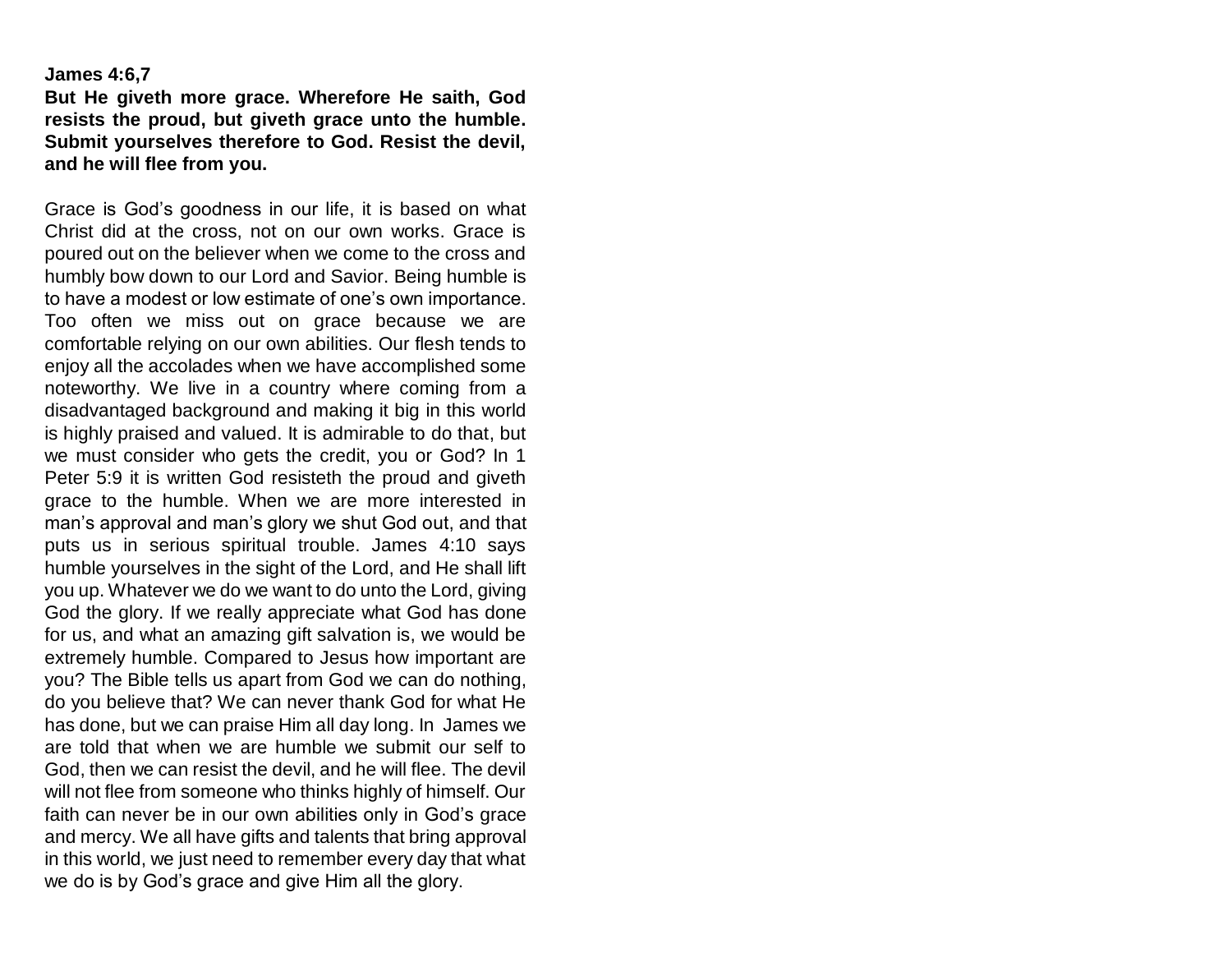**James 4:6,7**
**But He giveth more grace. Wherefore He saith, God resists the proud, but giveth grace unto the humble. Submit yourselves therefore to God. Resist the devil, and he will flee from you.**

Grace is God's goodness in our life, it is based on what Christ did at the cross, not on our own works. Grace is poured out on the believer when we come to the cross and humbly bow down to our Lord and Savior. Being humble is to have a modest or low estimate of one's own importance. Too often we miss out on grace because we are comfortable relying on our own abilities. Our flesh tends to enjoy all the accolades when we have accomplished some noteworthy. We live in a country where coming from a disadvantaged background and making it big in this world is highly praised and valued. It is admirable to do that, but we must consider who gets the credit, you or God? In 1 Peter 5:9 it is written God resisteth the proud and giveth grace to the humble. When we are more interested in man's approval and man's glory we shut God out, and that puts us in serious spiritual trouble. James 4:10 says humble yourselves in the sight of the Lord, and He shall lift you up. Whatever we do we want to do unto the Lord, giving God the glory. If we really appreciate what God has done for us, and what an amazing gift salvation is, we would be extremely humble. Compared to Jesus how important are you? The Bible tells us apart from God we can do nothing, do you believe that? We can never thank God for what He has done, but we can praise Him all day long. In James we are told that when we are humble we submit our self to God, then we can resist the devil, and he will flee. The devil will not flee from someone who thinks highly of himself. Our faith can never be in our own abilities only in God's grace and mercy. We all have gifts and talents that bring approval in this world, we just need to remember every day that what we do is by God's grace and give Him all the glory.